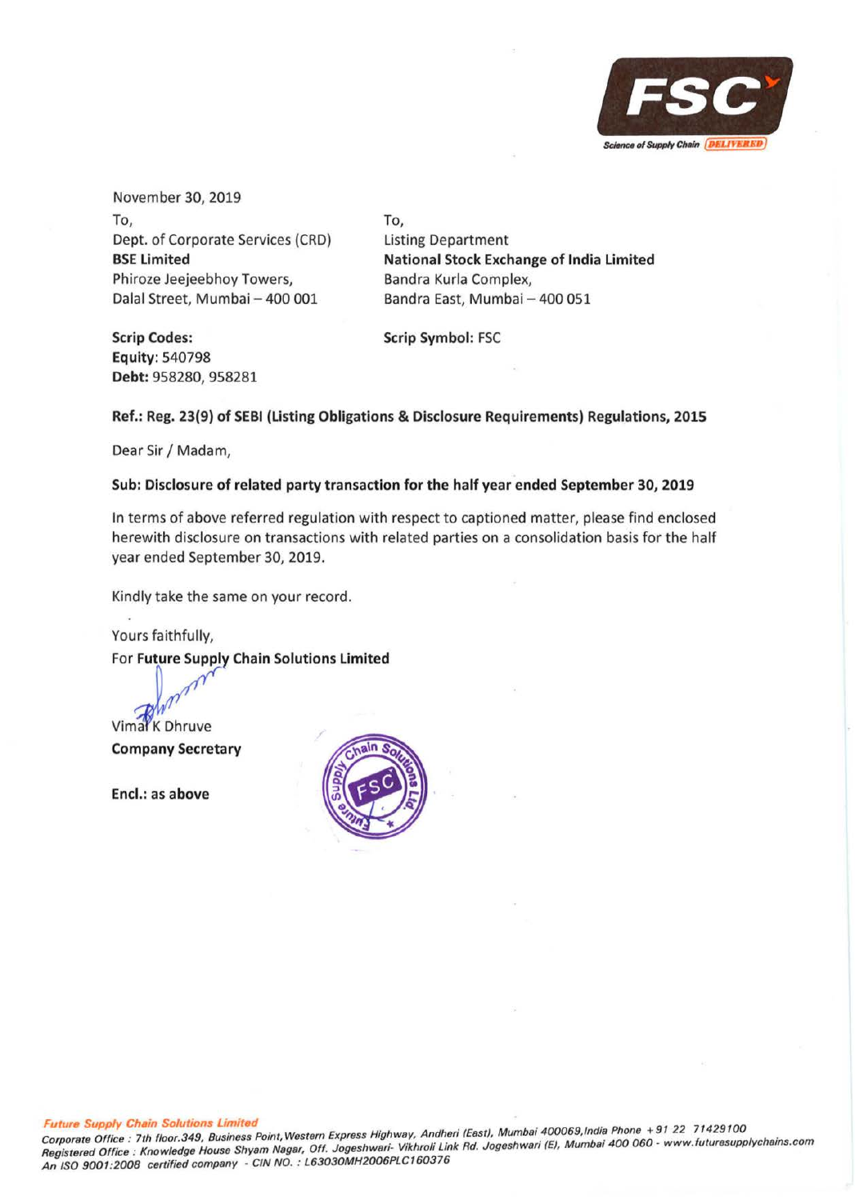November 30, 2019

To,
Dept. of Corporate Services (CRD)
**BSE Limited**
Phiroze Jeejeebhoy Towers,
Dalal Street, Mumbai – 400 001

To,
Listing Department
**National Stock Exchange of India Limited**
Bandra Kurla Complex,
Bandra East, Mumbai – 400 051

**Scrip Codes:**
**Equity:** 540798
**Debt:** 958280, 958281

**Scrip Symbol:** FSC

**Ref.: Reg. 23(9) of SEBI (Listing Obligations & Disclosure Requirements) Regulations, 2015**

Dear Sir / Madam,

**Sub: Disclosure of related party transaction for the half year ended September 30, 2019**

In terms of above referred regulation with respect to captioned matter, please find enclosed herewith disclosure on transactions with related parties on a consolidation basis for the half year ended September 30, 2019.

Kindly take the same on your record.

Yours faithfully,
For **Future Supply Chain Solutions Limited**

Vimal K Dhruve
**Company Secretary**

**Encl.: as above**

*Future Supply Chain Solutions Limited*
*Corporate Office : 7th floor.349, Business Point, Western Express Highway, Andheri (East), Mumbai 400069, India Phone +91 22 71429100*
*Registered Office : Knowledge House Shyam Nagar, Off. Jogeshwari- Vikhroli Link Rd. Jogeshwari (E), Mumbai 400 060 - www.futuresupplychains.com*
*An ISO 9001:2008 certified company - CIN NO. : L63030MH2006PLC160376*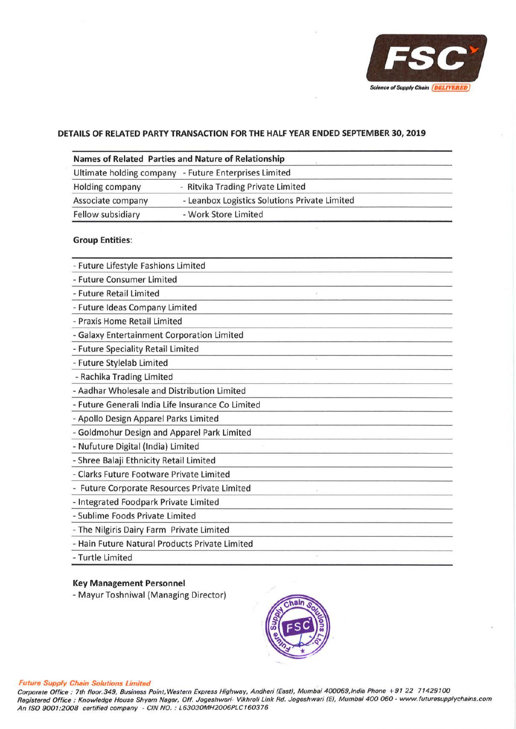## DETAILS OF RELATED PARTY TRANSACTION FOR THE HALF YEAR ENDED SEPTEMBER 30, 2019

| Names of Related Parties and Nature of Relationship | |
|---|---|
| Ultimate holding company | - Future Enterprises Limited |
| Holding company | - Ritvika Trading Private Limited |
| Associate company | - Leanbox Logistics Solutions Private Limited |
| Fellow subsidiary | - Work Store Limited |

**Group Entities**:

- Future Lifestyle Fashions Limited
- Future Consumer Limited
- Future Retail Limited
- Future Ideas Company Limited
- Praxis Home Retail Limited
- Galaxy Entertainment Corporation Limited
- Future Speciality Retail Limited
- Future Stylelab Limited
- Rachika Trading Limited
- Aadhar Wholesale and Distribution Limited
- Future Generali India Life Insurance Co Limited
- Apollo Design Apparel Parks Limited
- Goldmohur Design and Apparel Park Limited
- Nufuture Digital (India) Limited
- Shree Balaji Ethnicity Retail Limited
- Clarks Future Footware Private Limited
- Future Corporate Resources Private Limited
- Integrated Foodpark Private Limited
- Sublime Foods Private Limited
- The Nilgiris Dairy Farm Private Limited
- Hain Future Natural Products Private Limited
- Turtle Limited

**Key Management Personnel**

- Mayur Toshniwal (Managing Director)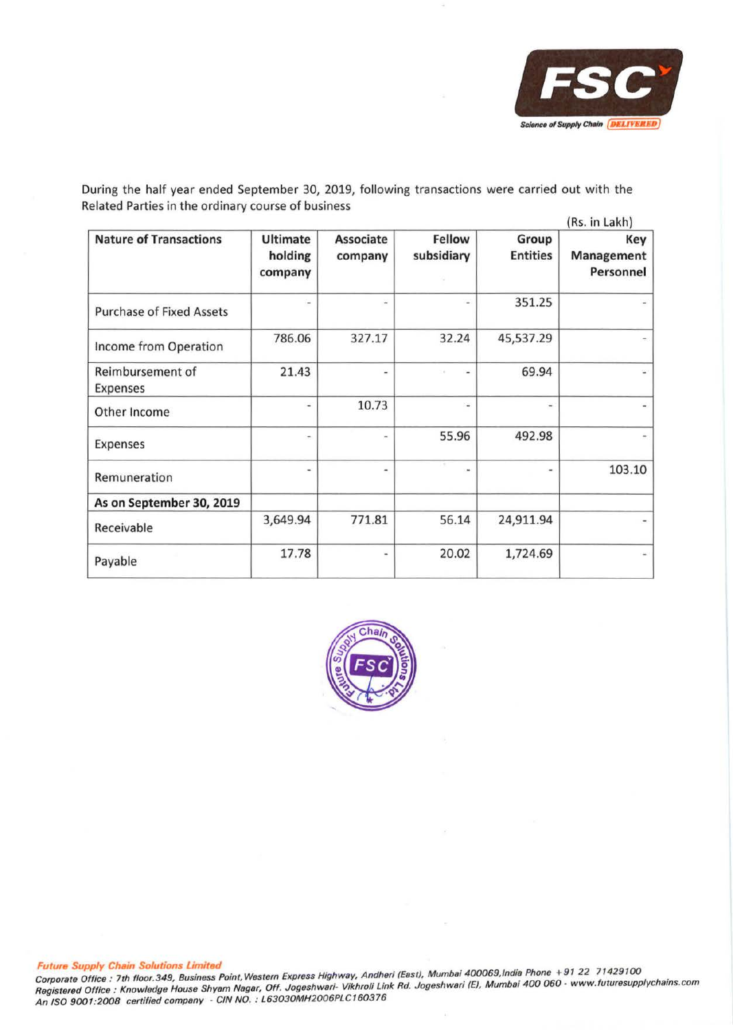During the half year ended September 30, 2019, following transactions were carried out with the Related Parties in the ordinary course of business

(Rs. in Lakh)

| Nature of Transactions | Ultimate holding company | Associate company | Fellow subsidiary | Group Entities | Key Management Personnel |
|---|---|---|---|---|---|
| Purchase of Fixed Assets | - | - | - | 351.25 | - |
| Income from Operation | 786.06 | 327.17 | 32.24 | 45,537.29 | - |
| Reimbursement of Expenses | 21.43 | - | - | 69.94 | - |
| Other Income | - | 10.73 | - | - | - |
| Expenses | - | - | 55.96 | 492.98 | - |
| Remuneration | - | - | - | - | 103.10 |
| **As on September 30, 2019** | | | | | |
| Receivable | 3,649.94 | 771.81 | 56.14 | 24,911.94 | - |
| Payable | 17.78 | - | 20.02 | 1,724.69 | - |

**Future Supply Chain Solutions Limited**
Corporate Office : 7th floor.349, Business Point, Western Express Highway, Andheri (East), Mumbai 400069, India Phone +91 22 71429100
Registered Office : Knowledge House Shyam Nagar, Off. Jogeshwari- Vikhroli Link Rd. Jogeshwari (E), Mumbai 400 060 - www.futuresupplychains.com
An ISO 9001:2008 certified company - CIN NO. : L63030MH2006PLC160376